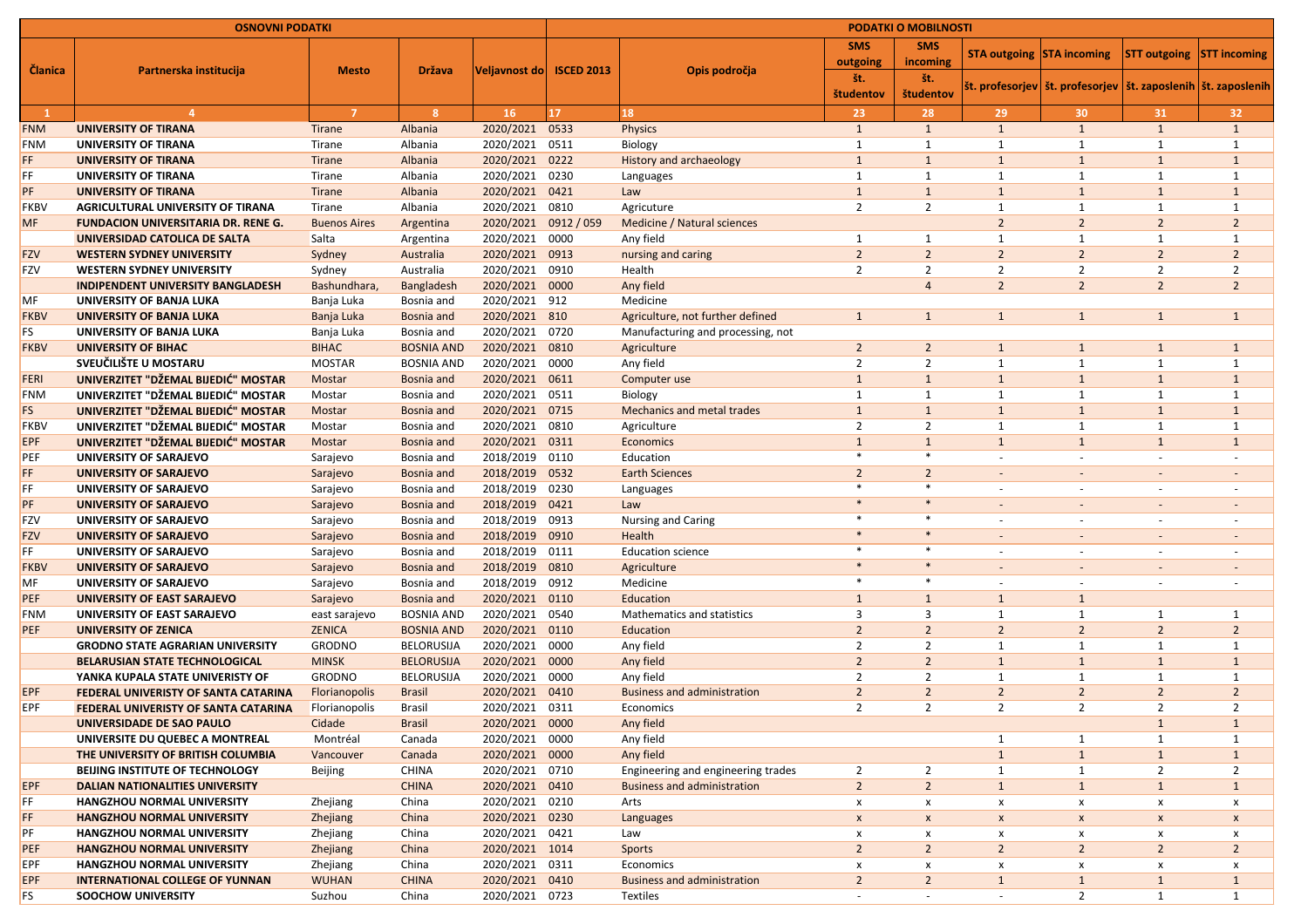| OSNOVNI PODATKI | | | | | | | PODATKI O MOBILNOSTI | | | | | |
|---|---|---|---|---|---|---|---|---|---|---|---|---|
| Članica | Partnerska institucija | Mesto | Država | Veljavnost do | ISCED 2013 | Opis področja | SMS outgoing | SMS incoming | STA outgoing | STA incoming | STT outgoing | STT incoming |
| | | | | | | | št. študentov | št. študentov | št. profesorjev | št. profesorjev | št. zaposlenih | št. zaposlenih |
| 1 | 4 | 7 | 8 | 16 | 17 | 18 | 23 | 28 | 29 | 30 | 31 | 32 |
| FNM | UNIVERSITY OF TIRANA | Tirane | Albania | 2020/2021 | 0533 | Physics | 1 | 1 | 1 | 1 | 1 | 1 |
| FNM | UNIVERSITY OF TIRANA | Tirane | Albania | 2020/2021 | 0511 | Biology | 1 | 1 | 1 | 1 | 1 | 1 |
| FF | UNIVERSITY OF TIRANA | Tirane | Albania | 2020/2021 | 0222 | History and archaeology | 1 | 1 | 1 | 1 | 1 | 1 |
| FF | UNIVERSITY OF TIRANA | Tirane | Albania | 2020/2021 | 0230 | Languages | 1 | 1 | 1 | 1 | 1 | 1 |
| PF | UNIVERSITY OF TIRANA | Tirane | Albania | 2020/2021 | 0421 | Law | 1 | 1 | 1 | 1 | 1 | 1 |
| FKBV | AGRICULTURAL UNIVERSITY OF TIRANA | Tirane | Albania | 2020/2021 | 0810 | Agricuture | 2 | 2 | 1 | 1 | 1 | 1 |
| MF | FUNDACION UNIVERSITARIA DR. RENE G. | Buenos Aires | Argentina | 2020/2021 | 0912 / 059 | Medicine / Natural sciences | | | 2 | 2 | 2 | 2 |
| | UNIVERSIDAD CATOLICA DE SALTA | Salta | Argentina | 2020/2021 | 0000 | Any field | 1 | 1 | 1 | 1 | 1 | 1 |
| FZV | WESTERN SYDNEY UNIVERSITY | Sydney | Australia | 2020/2021 | 0913 | nursing and caring | 2 | 2 | 2 | 2 | 2 | 2 |
| FZV | WESTERN SYDNEY UNIVERSITY | Sydney | Australia | 2020/2021 | 0910 | Health | 2 | 2 | 2 | 2 | 2 | 2 |
| | INDIPENDENT UNIVERSITY BANGLADESH | Bashundhara, | Bangladesh | 2020/2021 | 0000 | Any field | | 4 | 2 | 2 | 2 | 2 |
| MF | UNIVERSITY OF BANJA LUKA | Banja Luka | Bosnia and | 2020/2021 | 912 | Medicine | | | | | | |
| FKBV | UNIVERSITY OF BANJA LUKA | Banja Luka | Bosnia and | 2020/2021 | 810 | Agriculture, not further defined | 1 | 1 | 1 | 1 | 1 | 1 |
| FS | UNIVERSITY OF BANJA LUKA | Banja Luka | Bosnia and | 2020/2021 | 0720 | Manufacturing and processing, not | | | | | | |
| FKBV | UNIVERSITY OF BIHAC | BIHAC | BOSNIA AND | 2020/2021 | 0810 | Agriculture | 2 | 2 | 1 | 1 | 1 | 1 |
| | SVEUČILIŠTE U MOSTARU | MOSTAR | BOSNIA AND | 2020/2021 | 0000 | Any field | 2 | 2 | 1 | 1 | 1 | 1 |
| FERI | UNIVERZITET "DŽEMAL BIJEDIĆ" MOSTAR | Mostar | Bosnia and | 2020/2021 | 0611 | Computer use | 1 | 1 | 1 | 1 | 1 | 1 |
| FNM | UNIVERZITET "DŽEMAL BIJEDIĆ" MOSTAR | Mostar | Bosnia and | 2020/2021 | 0511 | Biology | 1 | 1 | 1 | 1 | 1 | 1 |
| FS | UNIVERZITET "DŽEMAL BIJEDIĆ" MOSTAR | Mostar | Bosnia and | 2020/2021 | 0715 | Mechanics and metal trades | 1 | 1 | 1 | 1 | 1 | 1 |
| FKBV | UNIVERZITET "DŽEMAL BIJEDIĆ" MOSTAR | Mostar | Bosnia and | 2020/2021 | 0810 | Agriculture | 2 | 2 | 1 | 1 | 1 | 1 |
| EPF | UNIVERZITET "DŽEMAL BIJEDIĆ" MOSTAR | Mostar | Bosnia and | 2020/2021 | 0311 | Economics | 1 | 1 | 1 | 1 | 1 | 1 |
| PEF | UNIVERSITY OF SARAJEVO | Sarajevo | Bosnia and | 2018/2019 | 0110 | Education | * | * | - | - | - | - |
| FF | UNIVERSITY OF SARAJEVO | Sarajevo | Bosnia and | 2018/2019 | 0532 | Earth Sciences | 2 | 2 | - | - | - | - |
| FF | UNIVERSITY OF SARAJEVO | Sarajevo | Bosnia and | 2018/2019 | 0230 | Languages | * | * | - | - | - | - |
| PF | UNIVERSITY OF SARAJEVO | Sarajevo | Bosnia and | 2018/2019 | 0421 | Law | * | * | - | - | - | - |
| FZV | UNIVERSITY OF SARAJEVO | Sarajevo | Bosnia and | 2018/2019 | 0913 | Nursing and Caring | * | * | - | - | - | - |
| FZV | UNIVERSITY OF SARAJEVO | Sarajevo | Bosnia and | 2018/2019 | 0910 | Health | * | * | - | - | - | - |
| FF | UNIVERSITY OF SARAJEVO | Sarajevo | Bosnia and | 2018/2019 | 0111 | Education science | * | * | - | - | - | - |
| FKBV | UNIVERSITY OF SARAJEVO | Sarajevo | Bosnia and | 2018/2019 | 0810 | Agriculture | * | * | - | - | - | - |
| MF | UNIVERSITY OF SARAJEVO | Sarajevo | Bosnia and | 2018/2019 | 0912 | Medicine | * | * | - | - | - | - |
| PEF | UNIVERSITY OF EAST SARAJEVO | Sarajevo | Bosnia and | 2020/2021 | 0110 | Education | 1 | 1 | 1 | 1 | | |
| FNM | UNIVERSITY OF EAST SARAJEVO | east sarajevo | BOSNIA AND | 2020/2021 | 0540 | Mathematics and statistics | 3 | 3 | 1 | 1 | 1 | 1 |
| PEF | UNIVERSITY OF ZENICA | ZENICA | BOSNIA AND | 2020/2021 | 0110 | Education | 2 | 2 | 2 | 2 | 2 | 2 |
| | GRODNO STATE AGRARIAN UNIVERSITY | GRODNO | BELORUSIJA | 2020/2021 | 0000 | Any field | 2 | 2 | 1 | 1 | 1 | 1 |
| | BELARUSIAN STATE TECHNOLOGICAL | MINSK | BELORUSIJA | 2020/2021 | 0000 | Any field | 2 | 2 | 1 | 1 | 1 | 1 |
| | YANKA KUPALA STATE UNIVERIST OF | GRODNO | BELORUSIJA | 2020/2021 | 0000 | Any field | 2 | 2 | 1 | 1 | 1 | 1 |
| EPF | FEDERAL UNIVERISTY OF SANTA CATARINA | Florianopolis | Brasil | 2020/2021 | 0410 | Business and administration | 2 | 2 | 2 | 2 | 2 | 2 |
| EPF | FEDERAL UNIVERISTY OF SANTA CATARINA | Florianopolis | Brasil | 2020/2021 | 0311 | Economics | 2 | 2 | 2 | 2 | 2 | 2 |
| | UNIVERSIDADE DE SAO PAULO | Cidade | Brasil | 2020/2021 | 0000 | Any field | | | | | 1 | 1 |
| | UNIVERSITE DU QUEBEC A MONTREAL | Montréal | Canada | 2020/2021 | 0000 | Any field | | | 1 | 1 | 1 | 1 |
| | THE UNIVERSITY OF BRITISH COLUMBIA | Vancouver | Canada | 2020/2021 | 0000 | Any field | | | 1 | 1 | 1 | 1 |
| | BEIJING INSTITUTE OF TECHNOLOGY | Beijing | CHINA | 2020/2021 | 0710 | Engineering and engineering trades | 2 | 2 | 1 | 1 | 2 | 2 |
| EPF | DALIAN NATIONALITIES UNIVERSITY | | CHINA | 2020/2021 | 0410 | Business and administration | 2 | 2 | 1 | 1 | 1 | 1 |
| FF | HANGZHOU NORMAL UNIVERSITY | Zhejiang | China | 2020/2021 | 0210 | Arts | x | x | x | x | x | x |
| FF | HANGZHOU NORMAL UNIVERSITY | Zhejiang | China | 2020/2021 | 0230 | Languages | x | x | x | x | x | x |
| PF | HANGZHOU NORMAL UNIVERSITY | Zhejiang | China | 2020/2021 | 0421 | Law | x | x | x | x | x | x |
| PEF | HANGZHOU NORMAL UNIVERSITY | Zhejiang | China | 2020/2021 | 1014 | Sports | 2 | 2 | 2 | 2 | 2 | 2 |
| EPF | HANGZHOU NORMAL UNIVERSITY | Zhejiang | China | 2020/2021 | 0311 | Economics | x | x | x | x | x | x |
| EPF | INTERNATIONAL COLLEGE OF YUNNAN | WUHAN | CHINA | 2020/2021 | 0410 | Business and administration | 2 | 2 | 1 | 1 | 1 | 1 |
| FS | SOOCHOW UNIVERSITY | Suzhou | China | 2020/2021 | 0723 | Textiles | - | - | - | 2 | 1 | 1 |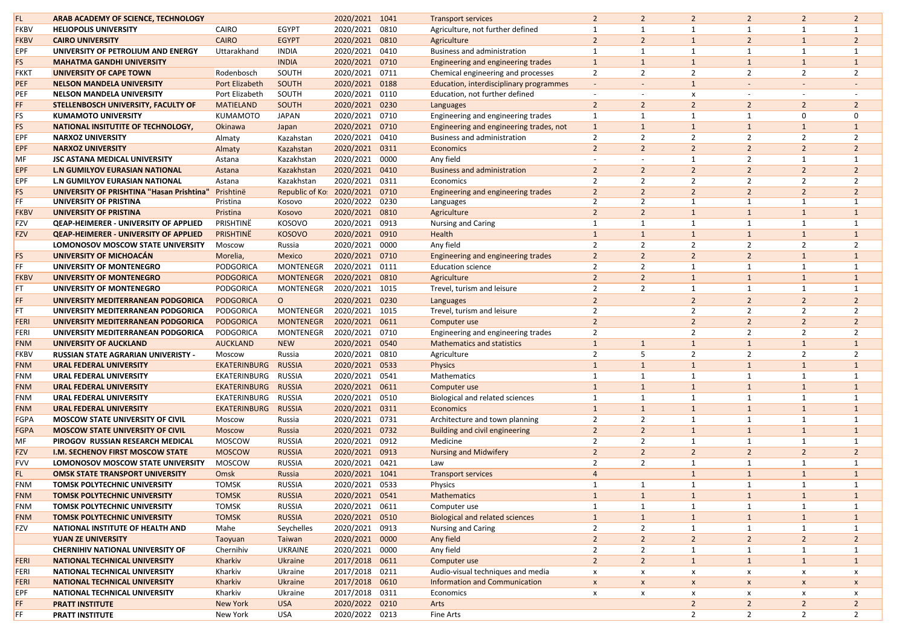| | | | | | | | | | | | | |
|---|---|---|---|---|---|---|---|---|---|---|---|---|
| FL | **ARAB ACADEMY OF SCIENCE, TECHNOLOGY** | | | 2020/2021 | 1041 | Transport services | 2 | 2 | 2 | 2 | 2 | 2 |
| FKBV | **HELIOPOLIS UNIVERSITY** | CAIRO | EGYPT | 2020/2021 | 0810 | Agriculture, not further defined | 1 | 1 | 1 | 1 | 1 | 1 |
| FKBV | **CAIRO UNIVERSITY** | CAIRO | EGYPT | 2020/2021 | 0810 | Agriculture | 2 | 2 | 1 | 2 | 1 | 2 |
| EPF | **UNIVERSITY OF PETROLIUM AND ENERGY** | Uttarakhand | INDIA | 2020/2021 | 0410 | Business and administration | 1 | 1 | 1 | 1 | 1 | 1 |
| FS | **MAHATMA GANDHI UNIVERSITY** | | INDIA | 2020/2021 | 0710 | Engineering and engineering trades | 1 | 1 | 1 | 1 | 1 | 1 |
| FKKT | **UNIVERSITY OF CAPE TOWN** | Rodenbosch | SOUTH | 2020/2021 | 0711 | Chemical engineering and processes | 2 | 2 | 2 | 2 | 2 | 2 |
| PEF | **NELSON MANDELA UNIVERSITY** | Port Elizabeth | SOUTH | 2020/2021 | 0188 | Education, interdisciplinary programmes | - | - | 1 | - | - | - |
| PEF | **NELSON MANDELA UNIVERSITY** | Port Elizabeth | SOUTH | 2020/2021 | 0110 | Education, not further defined | - | - | x | - | - | - |
| FF | **STELLENBOSCH UNIVERSITY, FACULTY OF** | MATIELAND | SOUTH | 2020/2021 | 0230 | Languages | 2 | 2 | 2 | 2 | 2 | 2 |
| FS | **KUMAMOTO UNIVERSITY** | KUMAMOTO | JAPAN | 2020/2021 | 0710 | Engineering and engineering trades | 1 | 1 | 1 | 1 | 0 | 0 |
| FS | **NATIONAL INSITUTITE OF TECHNOLOGY,** | Okinawa | Japan | 2020/2021 | 0710 | Engineering and engineering trades, not | 1 | 1 | 1 | 1 | 1 | 1 |
| EPF | **NARXOZ UNIVERSITY** | Almaty | Kazakhstan | 2020/2021 | 0410 | Business and administration | 2 | 2 | 2 | 2 | 2 | 2 |
| EPF | **NARXOZ UNIVERSITY** | Almaty | Kazakhstan | 2020/2021 | 0311 | Economics | 2 | 2 | 2 | 2 | 2 | 2 |
| MF | **JSC ASTANA MEDICAL UNIVERSITY** | Astana | Kazakhstan | 2020/2021 | 0000 | Any field | - | - | 1 | 2 | 1 | 1 |
| EPF | **L.N GUMILYOV EURASIAN NATIONAL** | Astana | Kazakhstan | 2020/2021 | 0410 | Business and administration | 2 | 2 | 2 | 2 | 2 | 2 |
| EPF | **L.N GUMILYOV EURASIAN NATIONAL** | Astana | Kazakhstan | 2020/2021 | 0311 | Economics | 2 | 2 | 2 | 2 | 2 | 2 |
| FS | **UNIVERSITY OF PRISHTINA "Hasan Prishtina"** | Prishtinë | Republic of Ko: | 2020/2021 | 0710 | Engineering and engineering trades | 2 | 2 | 2 | 2 | 2 | 2 |
| FF | **UNIVERSITY OF PRISTINA** | Pristina | Kosovo | 2020/2022 | 0230 | Languages | 2 | 2 | 1 | 1 | 1 | 1 |
| FKBV | **UNIVERSITY OF PRISTINA** | Pristina | Kosovo | 2020/2021 | 0810 | Agriculture | 2 | 2 | 1 | 1 | 1 | 1 |
| FZV | **QEAP-HEIMERER - UNIVERSITY OF APPLIED** | PRISHTINË | KOSOVO | 2020/2021 | 0913 | Nursing and Caring | 1 | 1 | 1 | 1 | 1 | 1 |
| FZV | **QEAP-HEIMERER - UNIVERSITY OF APPLIED** | PRISHTINË | KOSOVO | 2020/2021 | 0910 | Health | 1 | 1 | 1 | 1 | 1 | 1 |
| | **LOMONOSOV MOSCOW STATE UNIVERSITY** | Moscow | Russia | 2020/2021 | 0000 | Any field | 2 | 2 | 2 | 2 | 2 | 2 |
| FS | **UNIVERSITY OF MICHOACÁN** | Morelia, | Mexico | 2020/2021 | 0710 | Engineering and engineering trades | 2 | 2 | 2 | 2 | 1 | 1 |
| FF | **UNIVERSITY OF MONTENEGRO** | PODGORICA | MONTENEGR | 2020/2021 | 0111 | Education science | 2 | 2 | 1 | 1 | 1 | 1 |
| FKBV | **UNIVERSITY OF MONTENEGRO** | PODGORICA | MONTENEGR | 2020/2021 | 0810 | Agriculture | 2 | 2 | 1 | 1 | 1 | 1 |
| FT | **UNIVERSITY OF MONTENEGRO** | PODGORICA | MONTENEGR | 2020/2021 | 1015 | Trevel, turism and leisure | 2 | 2 | 1 | 1 | 1 | 1 |
| FF | **UNIVERSITY MEDITERRANEAN PODGORICA** | PODGORICA | O | 2020/2021 | 0230 | Languages | 2 | | 2 | 2 | 2 | 2 |
| FT | **UNIVERSITY MEDITERRANEAN PODGORICA** | PODGORICA | MONTENEGR | 2020/2021 | 1015 | Trevel, turism and leisure | 2 | | 2 | 2 | 2 | 2 |
| FERI | **UNIVERSITY MEDITERRANEAN PODGORICA** | PODGORICA | MONTENEGR | 2020/2021 | 0611 | Computer use | 2 | | 2 | 2 | 2 | 2 |
| FERI | **UNIVERSITY MEDITERRANEAN PODGORICA** | PODGORICA | MONTENEGR | 2020/2021 | 0710 | Engineering and engineering trades | 2 | | 2 | 2 | 2 | 2 |
| FNM | **UNIVERSITY OF AUCKLAND** | AUCKLAND | NEW | 2020/2021 | 0540 | Mathematics and statistics | 1 | 1 | 1 | 1 | 1 | 1 |
| FKBV | **RUSSIAN STATE AGRARIAN UNIVERSITY -** | Moscow | Russia | 2020/2021 | 0810 | Agriculture | 2 | 5 | 2 | 2 | 2 | 2 |
| FNM | **URAL FEDERAL UNIVERSITY** | EKATERINBURG | RUSSIA | 2020/2021 | 0533 | Physics | 1 | 1 | 1 | 1 | 1 | 1 |
| FNM | **URAL FEDERAL UNIVERSITY** | EKATERINBURG | RUSSIA | 2020/2021 | 0541 | Mathematics | 1 | 1 | 1 | 1 | 1 | 1 |
| FNM | **URAL FEDERAL UNIVERSITY** | EKATERINBURG | RUSSIA | 2020/2021 | 0611 | Computer use | 1 | 1 | 1 | 1 | 1 | 1 |
| FNM | **URAL FEDERAL UNIVERSITY** | EKATERINBURG | RUSSIA | 2020/2021 | 0510 | Biological and related sciences | 1 | 1 | 1 | 1 | 1 | 1 |
| FNM | **URAL FEDERAL UNIVERSITY** | EKATERINBURG | RUSSIA | 2020/2021 | 0311 | Economics | 1 | 1 | 1 | 1 | 1 | 1 |
| FGPA | **MOSCOW STATE UNIVERSITY OF CIVIL** | Moscow | Russia | 2020/2021 | 0731 | Architecture and town planning | 2 | 2 | 1 | 1 | 1 | 1 |
| FGPA | **MOSCOW STATE UNIVERSITY OF CIVIL** | Moscow | Russia | 2020/2021 | 0732 | Building and civil engineering | 2 | 2 | 1 | 1 | 1 | 1 |
| MF | **PIROGOV RUSSIAN RESEARCH MEDICAL** | MOSCOW | RUSSIA | 2020/2021 | 0912 | Medicine | 2 | 2 | 1 | 1 | 1 | 1 |
| FZV | **I.M. SECHENOV FIRST MOSCOW STATE** | MOSCOW | RUSSIA | 2020/2021 | 0913 | Nursing and Midwifery | 2 | 2 | 2 | 2 | 2 | 2 |
| FVV | **LOMONOSOV MOSCOW STATE UNIVERSITY** | MOSCOW | RUSSIA | 2020/2021 | 0421 | Law | 2 | 2 | 1 | 1 | 1 | 1 |
| FL | **OMSK STATE TRANSPORT UNIVERSITY** | Omsk | Russia | 2020/2021 | 1041 | Transport services | 4 | | 1 | 1 | 1 | 1 |
| FNM | **TOMSK POLYTECHNIC UNIVERSITY** | TOMSK | RUSSIA | 2020/2021 | 0533 | Physics | 1 | 1 | 1 | 1 | 1 | 1 |
| FNM | **TOMSK POLYTECHNIC UNIVERSITY** | TOMSK | RUSSIA | 2020/2021 | 0541 | Mathematics | 1 | 1 | 1 | 1 | 1 | 1 |
| FNM | **TOMSK POLYTECHNIC UNIVERSITY** | TOMSK | RUSSIA | 2020/2021 | 0611 | Computer use | 1 | 1 | 1 | 1 | 1 | 1 |
| FNM | **TOMSK POLYTECHNIC UNIVERSITY** | TOMSK | RUSSIA | 2020/2021 | 0510 | Biological and related sciences | 1 | 1 | 1 | 1 | 1 | 1 |
| FZV | **NATIONAL INSTITUTE OF HEALTH AND** | Mahe | Seychelles | 2020/2021 | 0913 | Nursing and Caring | 2 | 2 | 1 | 1 | 1 | 1 |
| | **YUAN ZE UNIVERSITY** | Taoyuan | Taiwan | 2020/2021 | 0000 | Any field | 2 | 2 | 2 | 2 | 2 | 2 |
| | **CHERNIHIV NATIONAL UNIVERSITY OF** | Chernihiv | UKRAINE | 2020/2021 | 0000 | Any field | 2 | 2 | 1 | 1 | 1 | 1 |
| FERI | **NATIONAL TECHNICAL UNIVERSITY** | Kharkiv | Ukraine | 2017/2018 | 0611 | Computer use | 2 | 2 | 1 | 1 | 1 | 1 |
| FERI | **NATIONAL TECHNICAL UNIVERSITY** | Kharkiv | Ukraine | 2017/2018 | 0211 | Audio-visual techniques and media | x | x | x | x | x | x |
| FERI | **NATIONAL TECHNICAL UNIVERSITY** | Kharkiv | Ukraine | 2017/2018 | 0610 | Information and Communication | x | x | x | x | x | x |
| EPF | **NATIONAL TECHNICAL UNIVERSITY** | Kharkiv | Ukraine | 2017/2018 | 0311 | Economics | x | x | x | x | x | x |
| FF | **PRATT INSTITUTE** | New York | USA | 2020/2022 | 0210 | Arts | | | 2 | 2 | 2 | 2 |
| FF | **PRATT INSTITUTE** | New York | USA | 2020/2022 | 0213 | Fine Arts | | | 2 | 2 | 2 | 2 |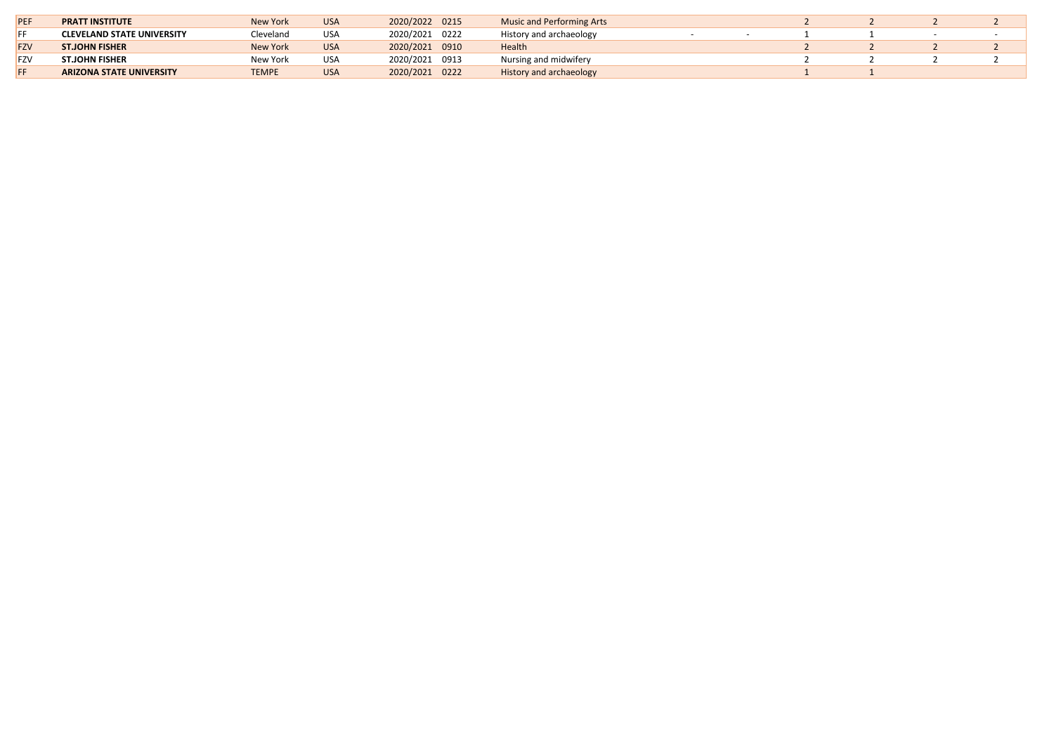| | | | | | | | | | | | | |
|---|---|---|---|---|---|---|---|---|---|---|---|---|
| PEF | **PRATT INSTITUTE** | New York | USA | 2020/2022 | 0215 | Music and Performing Arts | | | 2 | 2 | 2 | 2 |
| FF | **CLEVELAND STATE UNIVERSITY** | Cleveland | USA | 2020/2021 | 0222 | History and archaeology | - | - | 1 | 1 | - | - |
| FZV | **ST.JOHN FISHER** | New York | USA | 2020/2021 | 0910 | Health | | | 2 | 2 | 2 | 2 |
| FZV | **ST.JOHN FISHER** | New York | USA | 2020/2021 | 0913 | Nursing and midwifery | | | 2 | 2 | 2 | 2 |
| FF | **ARIZONA STATE UNIVERSITY** | TEMPE | USA | 2020/2021 | 0222 | History and archaeology | | | 1 | 1 | | |